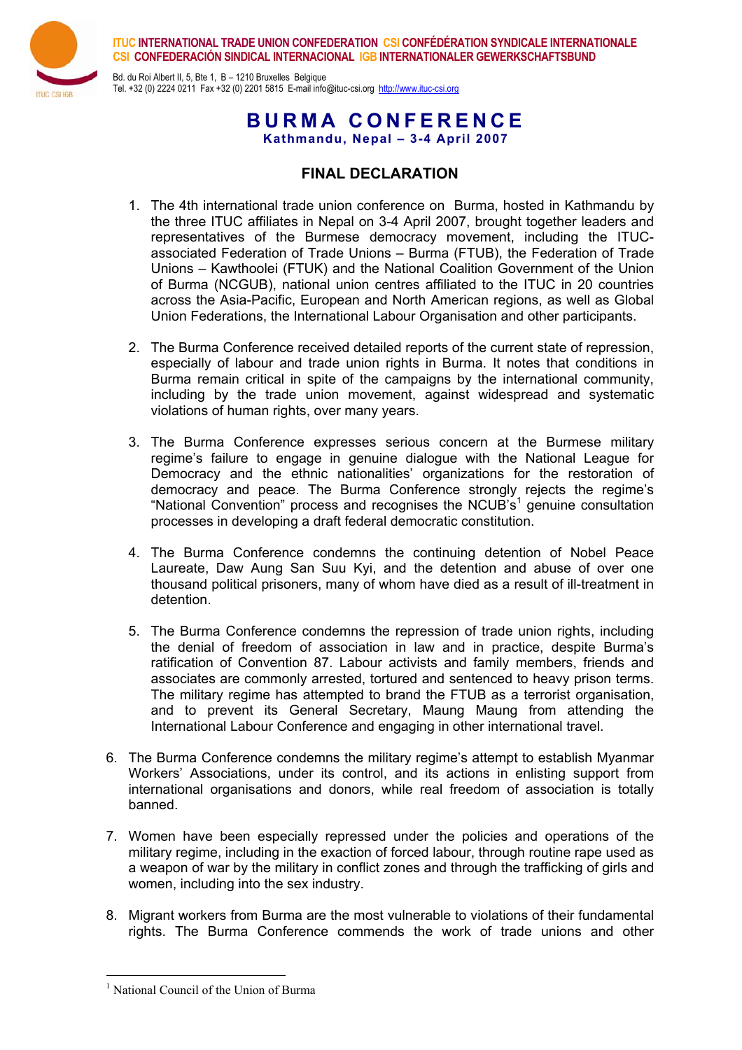ITUC INTERNATIONAL TRADE UNION CONFEDERATION CSI CONFÉDÉRATION SYNDICALE INTERNATIONALE
CSI CONFEDERACIÓN SINDICAL INTERNACIONAL IGB INTERNATIONALER GEWERKSCHAFTSBUND

Bd. du Roi Albert II, 5, Bte 1, B – 1210 Bruxelles Belgique
Tel. +32 (0) 2224 0211 Fax +32 (0) 2201 5815 E-mail info@ituc-csi.org http://www.ituc-csi.org

# BURMA CONFERENCE

**Kathmandu, Nepal – 3-4 April 2007**

## FINAL DECLARATION

1. The 4th international trade union conference on Burma, hosted in Kathmandu by the three ITUC affiliates in Nepal on 3-4 April 2007, brought together leaders and representatives of the Burmese democracy movement, including the ITUC-associated Federation of Trade Unions – Burma (FTUB), the Federation of Trade Unions – Kawthoolei (FTUK) and the National Coalition Government of the Union of Burma (NCGUB), national union centres affiliated to the ITUC in 20 countries across the Asia-Pacific, European and North American regions, as well as Global Union Federations, the International Labour Organisation and other participants.

2. The Burma Conference received detailed reports of the current state of repression, especially of labour and trade union rights in Burma. It notes that conditions in Burma remain critical in spite of the campaigns by the international community, including by the trade union movement, against widespread and systematic violations of human rights, over many years.

3. The Burma Conference expresses serious concern at the Burmese military regime's failure to engage in genuine dialogue with the National League for Democracy and the ethnic nationalities' organizations for the restoration of democracy and peace. The Burma Conference strongly rejects the regime's "National Convention" process and recognises the NCUB's[1] genuine consultation processes in developing a draft federal democratic constitution.

4. The Burma Conference condemns the continuing detention of Nobel Peace Laureate, Daw Aung San Suu Kyi, and the detention and abuse of over one thousand political prisoners, many of whom have died as a result of ill-treatment in detention.

5. The Burma Conference condemns the repression of trade union rights, including the denial of freedom of association in law and in practice, despite Burma's ratification of Convention 87. Labour activists and family members, friends and associates are commonly arrested, tortured and sentenced to heavy prison terms. The military regime has attempted to brand the FTUB as a terrorist organisation, and to prevent its General Secretary, Maung Maung from attending the International Labour Conference and engaging in other international travel.

6. The Burma Conference condemns the military regime's attempt to establish Myanmar Workers' Associations, under its control, and its actions in enlisting support from international organisations and donors, while real freedom of association is totally banned.

7. Women have been especially repressed under the policies and operations of the military regime, including in the exaction of forced labour, through routine rape used as a weapon of war by the military in conflict zones and through the trafficking of girls and women, including into the sex industry.

8. Migrant workers from Burma are the most vulnerable to violations of their fundamental rights. The Burma Conference commends the work of trade unions and other

---

[1] National Council of the Union of Burma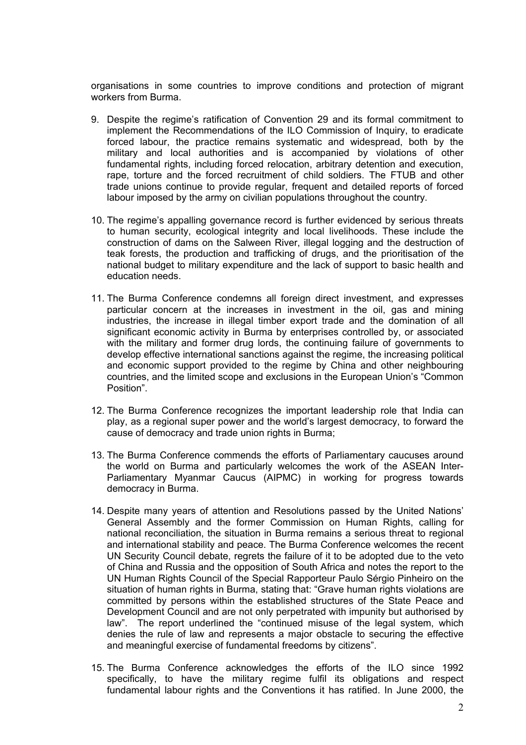organisations in some countries to improve conditions and protection of migrant workers from Burma.

9. Despite the regime's ratification of Convention 29 and its formal commitment to implement the Recommendations of the ILO Commission of Inquiry, to eradicate forced labour, the practice remains systematic and widespread, both by the military and local authorities and is accompanied by violations of other fundamental rights, including forced relocation, arbitrary detention and execution, rape, torture and the forced recruitment of child soldiers. The FTUB and other trade unions continue to provide regular, frequent and detailed reports of forced labour imposed by the army on civilian populations throughout the country.

10. The regime's appalling governance record is further evidenced by serious threats to human security, ecological integrity and local livelihoods. These include the construction of dams on the Salween River, illegal logging and the destruction of teak forests, the production and trafficking of drugs, and the prioritisation of the national budget to military expenditure and the lack of support to basic health and education needs.

11. The Burma Conference condemns all foreign direct investment, and expresses particular concern at the increases in investment in the oil, gas and mining industries, the increase in illegal timber export trade and the domination of all significant economic activity in Burma by enterprises controlled by, or associated with the military and former drug lords, the continuing failure of governments to develop effective international sanctions against the regime, the increasing political and economic support provided to the regime by China and other neighbouring countries, and the limited scope and exclusions in the European Union's "Common Position".

12. The Burma Conference recognizes the important leadership role that India can play, as a regional super power and the world's largest democracy, to forward the cause of democracy and trade union rights in Burma;

13. The Burma Conference commends the efforts of Parliamentary caucuses around the world on Burma and particularly welcomes the work of the ASEAN Inter-Parliamentary Myanmar Caucus (AIPMC) in working for progress towards democracy in Burma.

14. Despite many years of attention and Resolutions passed by the United Nations' General Assembly and the former Commission on Human Rights, calling for national reconciliation, the situation in Burma remains a serious threat to regional and international stability and peace. The Burma Conference welcomes the recent UN Security Council debate, regrets the failure of it to be adopted due to the veto of China and Russia and the opposition of South Africa and notes the report to the UN Human Rights Council of the Special Rapporteur Paulo Sérgio Pinheiro on the situation of human rights in Burma, stating that: "Grave human rights violations are committed by persons within the established structures of the State Peace and Development Council and are not only perpetrated with impunity but authorised by law". The report underlined the "continued misuse of the legal system, which denies the rule of law and represents a major obstacle to securing the effective and meaningful exercise of fundamental freedoms by citizens".

15. The Burma Conference acknowledges the efforts of the ILO since 1992 specifically, to have the military regime fulfil its obligations and respect fundamental labour rights and the Conventions it has ratified. In June 2000, the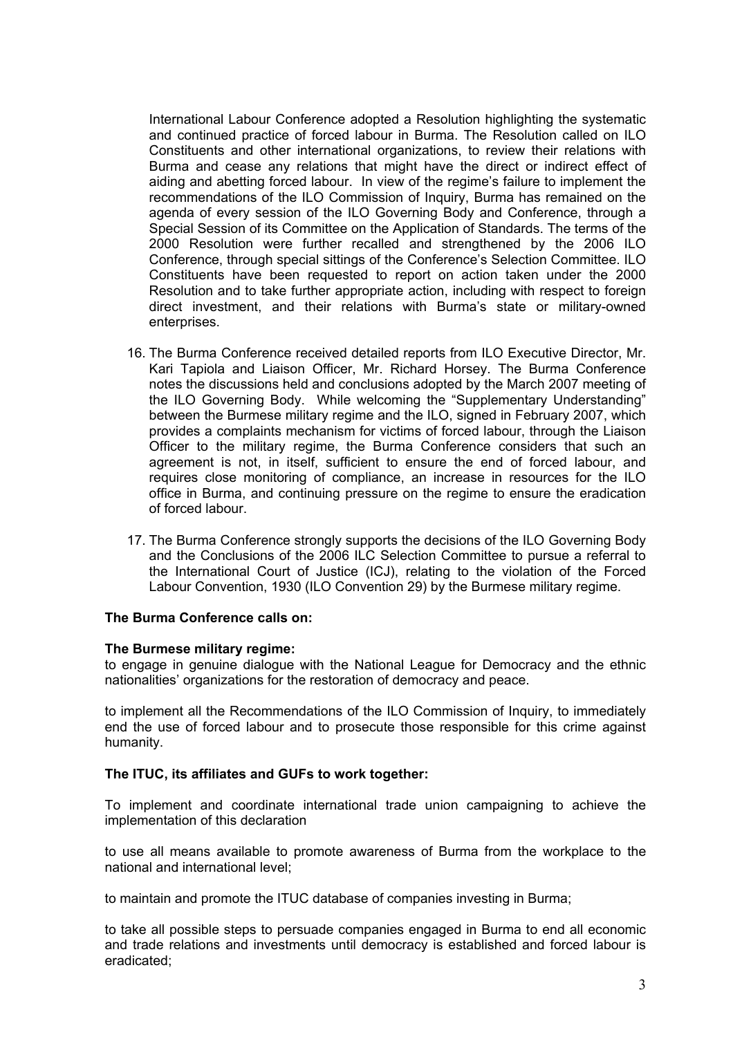International Labour Conference adopted a Resolution highlighting the systematic and continued practice of forced labour in Burma. The Resolution called on ILO Constituents and other international organizations, to review their relations with Burma and cease any relations that might have the direct or indirect effect of aiding and abetting forced labour. In view of the regime's failure to implement the recommendations of the ILO Commission of Inquiry, Burma has remained on the agenda of every session of the ILO Governing Body and Conference, through a Special Session of its Committee on the Application of Standards. The terms of the 2000 Resolution were further recalled and strengthened by the 2006 ILO Conference, through special sittings of the Conference's Selection Committee. ILO Constituents have been requested to report on action taken under the 2000 Resolution and to take further appropriate action, including with respect to foreign direct investment, and their relations with Burma's state or military-owned enterprises.

16. The Burma Conference received detailed reports from ILO Executive Director, Mr. Kari Tapiola and Liaison Officer, Mr. Richard Horsey. The Burma Conference notes the discussions held and conclusions adopted by the March 2007 meeting of the ILO Governing Body. While welcoming the "Supplementary Understanding" between the Burmese military regime and the ILO, signed in February 2007, which provides a complaints mechanism for victims of forced labour, through the Liaison Officer to the military regime, the Burma Conference considers that such an agreement is not, in itself, sufficient to ensure the end of forced labour, and requires close monitoring of compliance, an increase in resources for the ILO office in Burma, and continuing pressure on the regime to ensure the eradication of forced labour.

17. The Burma Conference strongly supports the decisions of the ILO Governing Body and the Conclusions of the 2006 ILC Selection Committee to pursue a referral to the International Court of Justice (ICJ), relating to the violation of the Forced Labour Convention, 1930 (ILO Convention 29) by the Burmese military regime.

**The Burma Conference calls on:**

**The Burmese military regime:**

to engage in genuine dialogue with the National League for Democracy and the ethnic nationalities' organizations for the restoration of democracy and peace.

to implement all the Recommendations of the ILO Commission of Inquiry, to immediately end the use of forced labour and to prosecute those responsible for this crime against humanity.

**The ITUC, its affiliates and GUFs to work together:**

To implement and coordinate international trade union campaigning to achieve the implementation of this declaration

to use all means available to promote awareness of Burma from the workplace to the national and international level;

to maintain and promote the ITUC database of companies investing in Burma;

to take all possible steps to persuade companies engaged in Burma to end all economic and trade relations and investments until democracy is established and forced labour is eradicated;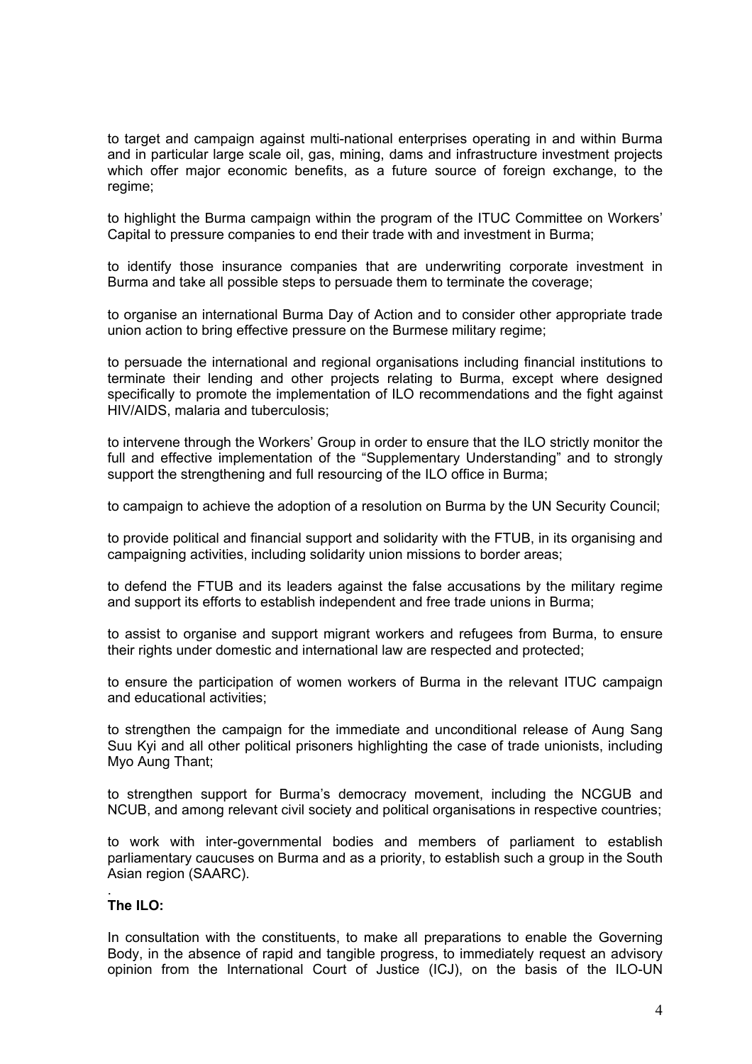to target and campaign against multi-national enterprises operating in and within Burma and in particular large scale oil, gas, mining, dams and infrastructure investment projects which offer major economic benefits, as a future source of foreign exchange, to the regime;

to highlight the Burma campaign within the program of the ITUC Committee on Workers' Capital to pressure companies to end their trade with and investment in Burma;

to identify those insurance companies that are underwriting corporate investment in Burma and take all possible steps to persuade them to terminate the coverage;

to organise an international Burma Day of Action and to consider other appropriate trade union action to bring effective pressure on the Burmese military regime;

to persuade the international and regional organisations including financial institutions to terminate their lending and other projects relating to Burma, except where designed specifically to promote the implementation of ILO recommendations and the fight against HIV/AIDS, malaria and tuberculosis;

to intervene through the Workers' Group in order to ensure that the ILO strictly monitor the full and effective implementation of the "Supplementary Understanding" and to strongly support the strengthening and full resourcing of the ILO office in Burma;

to campaign to achieve the adoption of a resolution on Burma by the UN Security Council;

to provide political and financial support and solidarity with the FTUB, in its organising and campaigning activities, including solidarity union missions to border areas;

to defend the FTUB and its leaders against the false accusations by the military regime and support its efforts to establish independent and free trade unions in Burma;

to assist to organise and support migrant workers and refugees from Burma, to ensure their rights under domestic and international law are respected and protected;

to ensure the participation of women workers of Burma in the relevant ITUC campaign and educational activities;

to strengthen the campaign for the immediate and unconditional release of Aung Sang Suu Kyi and all other political prisoners highlighting the case of trade unionists, including Myo Aung Thant;

to strengthen support for Burma's democracy movement, including the NCGUB and NCUB, and among relevant civil society and political organisations in respective countries;

to work with inter-governmental bodies and members of parliament to establish parliamentary caucuses on Burma and as a priority, to establish such a group in the South Asian region (SAARC).

**The ILO:**

In consultation with the constituents, to make all preparations to enable the Governing Body, in the absence of rapid and tangible progress, to immediately request an advisory opinion from the International Court of Justice (ICJ), on the basis of the ILO-UN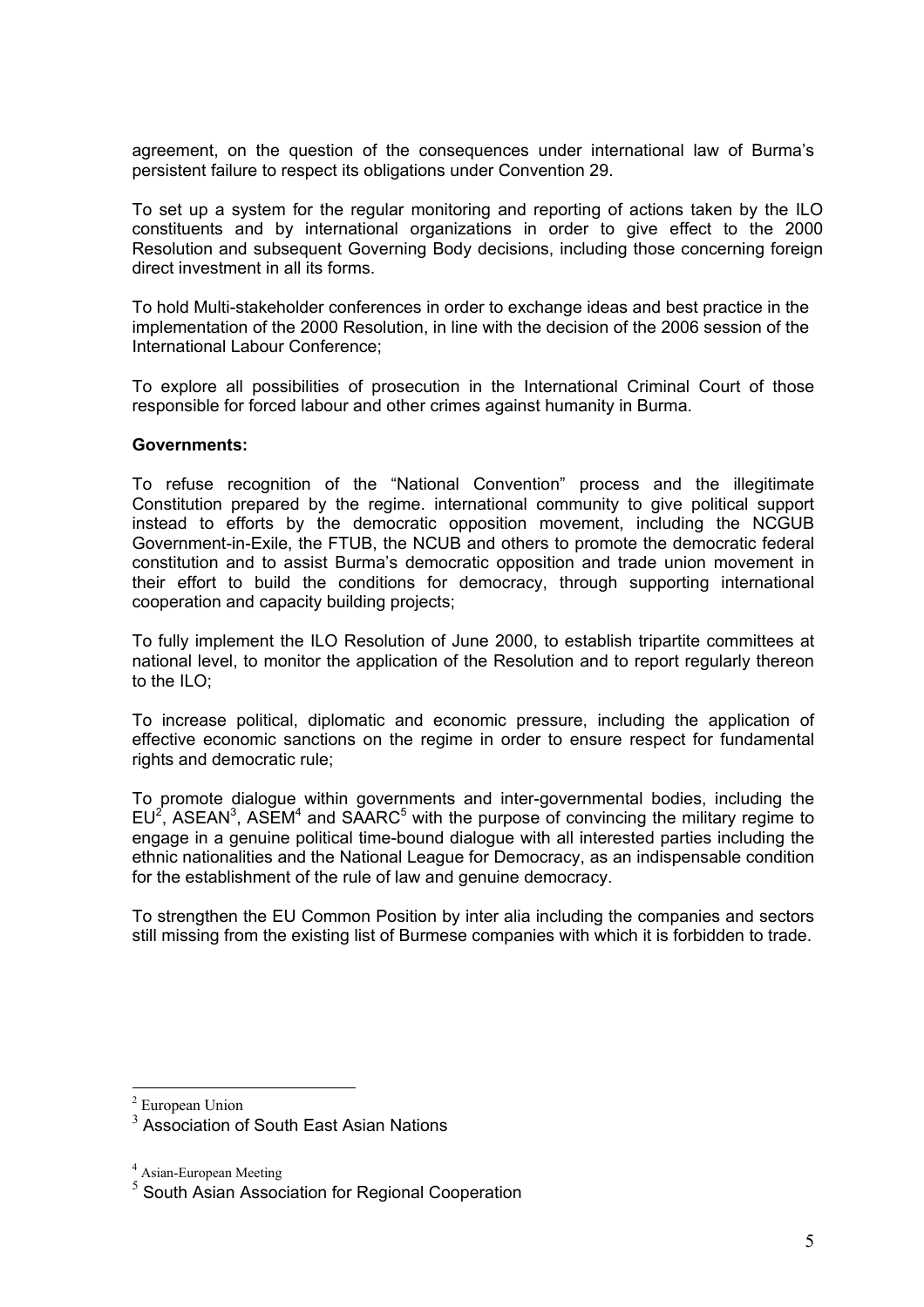agreement, on the question of the consequences under international law of Burma's persistent failure to respect its obligations under Convention 29.

To set up a system for the regular monitoring and reporting of actions taken by the ILO constituents and by international organizations in order to give effect to the 2000 Resolution and subsequent Governing Body decisions, including those concerning foreign direct investment in all its forms.

To hold Multi-stakeholder conferences in order to exchange ideas and best practice in the implementation of the 2000 Resolution, in line with the decision of the 2006 session of the International Labour Conference;

To explore all possibilities of prosecution in the International Criminal Court of those responsible for forced labour and other crimes against humanity in Burma.

**Governments:**

To refuse recognition of the "National Convention" process and the illegitimate Constitution prepared by the regime. international community to give political support instead to efforts by the democratic opposition movement, including the NCGUB Government-in-Exile, the FTUB, the NCUB and others to promote the democratic federal constitution and to assist Burma's democratic opposition and trade union movement in their effort to build the conditions for democracy, through supporting international cooperation and capacity building projects;

To fully implement the ILO Resolution of June 2000, to establish tripartite committees at national level, to monitor the application of the Resolution and to report regularly thereon to the ILO;

To increase political, diplomatic and economic pressure, including the application of effective economic sanctions on the regime in order to ensure respect for fundamental rights and democratic rule;

To promote dialogue within governments and inter-governmental bodies, including the EU[2], ASEAN[3], ASEM[4] and SAARC[5] with the purpose of convincing the military regime to engage in a genuine political time-bound dialogue with all interested parties including the ethnic nationalities and the National League for Democracy, as an indispensable condition for the establishment of the rule of law and genuine democracy.

To strengthen the EU Common Position by inter alia including the companies and sectors still missing from the existing list of Burmese companies with which it is forbidden to trade.

---

[2] European Union

[3] Association of South East Asian Nations

[4] Asian-European Meeting

[5] South Asian Association for Regional Cooperation